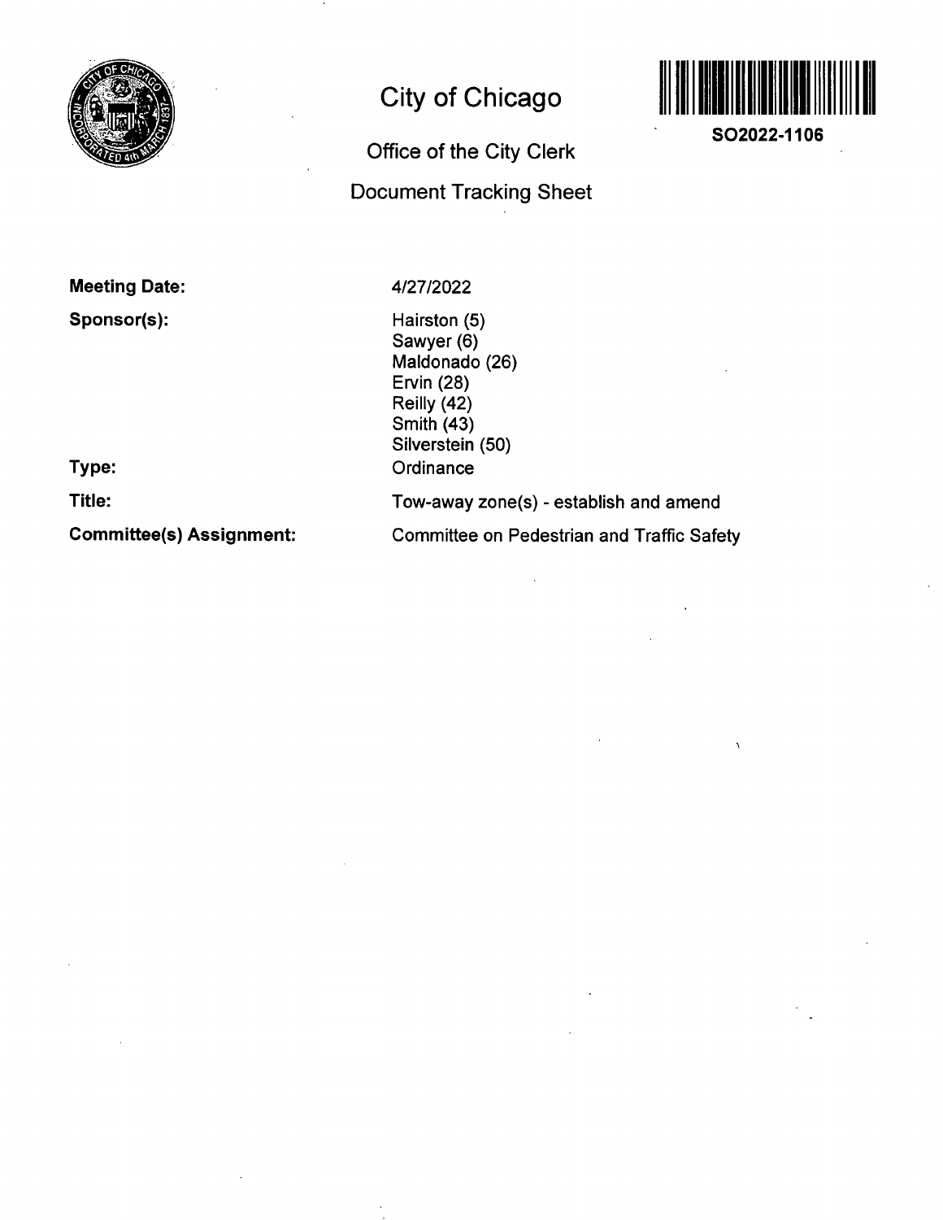# City of Chicago

## Office of the City Clerk

## Document Tracking Sheet

**SO2022-1106**

**Meeting Date:** 4/27/2022

**Sponsor(s):**
Hairston (5)
Sawyer (6)
Maldonado (26)
Ervin (28)
Reilly (42)
Smith (43)
Silverstein (50)

**Type:** Ordinance

**Title:** Tow-away zone(s) - establish and amend

**Committee(s) Assignment:** Committee on Pedestrian and Traffic Safety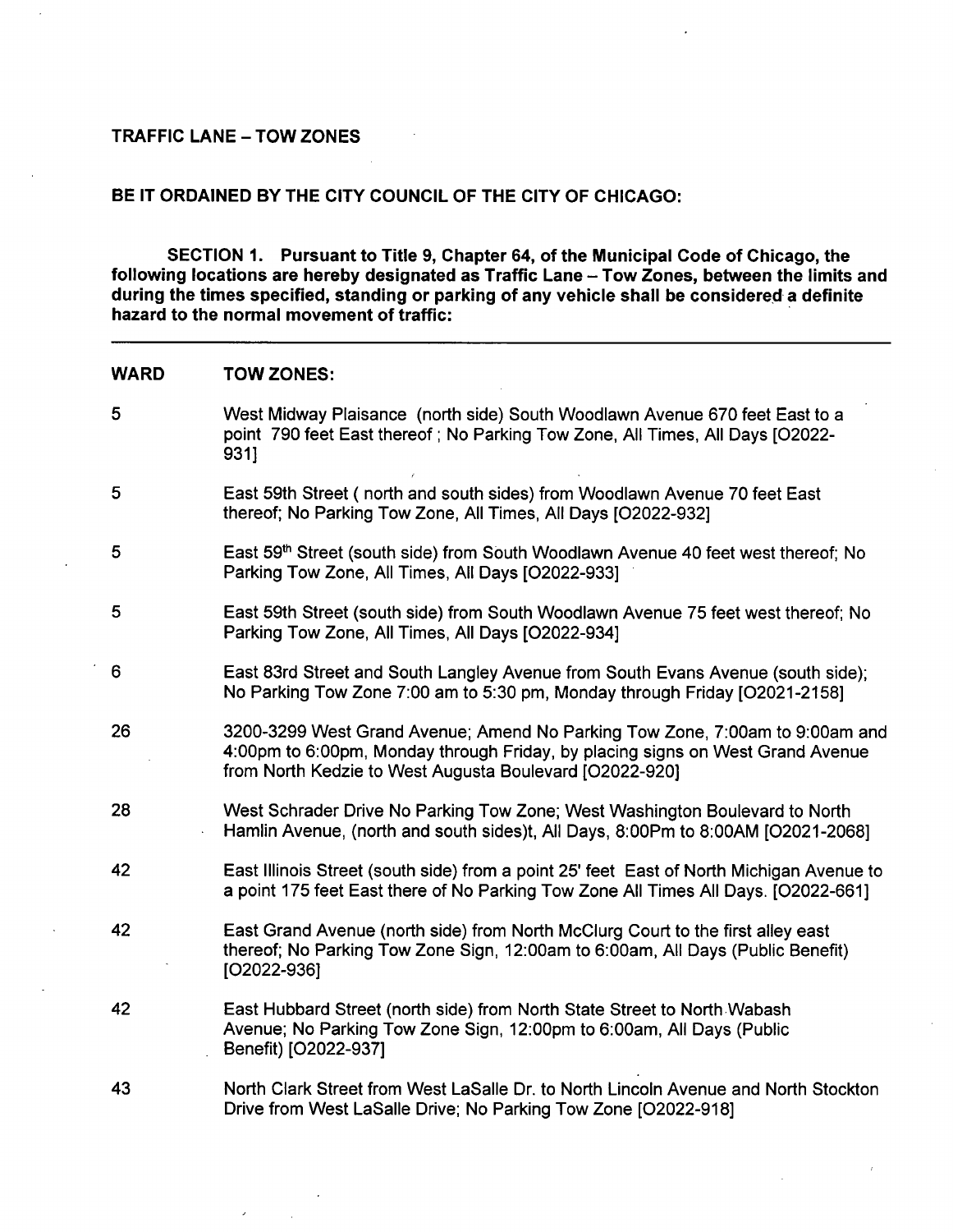**TRAFFIC LANE – TOW ZONES**

**BE IT ORDAINED BY THE CITY COUNCIL OF THE CITY OF CHICAGO:**

**SECTION 1. Pursuant to Title 9, Chapter 64, of the Municipal Code of Chicago, the following locations are hereby designated as Traffic Lane – Tow Zones, between the limits and during the times specified, standing or parking of any vehicle shall be considered a definite hazard to the normal movement of traffic:**

---

| WARD | TOW ZONES: |
|---|---|
| 5 | West Midway Plaisance (north side) South Woodlawn Avenue 670 feet East to a point 790 feet East thereof ; No Parking Tow Zone, All Times, All Days [O2022-931] |
| 5 | East 59th Street ( north and south sides) from Woodlawn Avenue 70 feet East thereof; No Parking Tow Zone, All Times, All Days [O2022-932] |
| 5 | East 59th Street (south side) from South Woodlawn Avenue 40 feet west thereof; No Parking Tow Zone, All Times, All Days [O2022-933] |
| 5 | East 59th Street (south side) from South Woodlawn Avenue 75 feet west thereof; No Parking Tow Zone, All Times, All Days [O2022-934] |
| 6 | East 83rd Street and South Langley Avenue from South Evans Avenue (south side); No Parking Tow Zone 7:00 am to 5:30 pm, Monday through Friday [O2021-2158] |
| 26 | 3200-3299 West Grand Avenue; Amend No Parking Tow Zone, 7:00am to 9:00am and 4:00pm to 6:00pm, Monday through Friday, by placing signs on West Grand Avenue from North Kedzie to West Augusta Boulevard [O2022-920] |
| 28 | West Schrader Drive No Parking Tow Zone; West Washington Boulevard to North Hamlin Avenue, (north and south sides)t, All Days, 8:00Pm to 8:00AM [O2021-2068] |
| 42 | East Illinois Street (south side) from a point 25' feet East of North Michigan Avenue to a point 175 feet East there of No Parking Tow Zone All Times All Days. [O2022-661] |
| 42 | East Grand Avenue (north side) from North McClurg Court to the first alley east thereof; No Parking Tow Zone Sign, 12:00am to 6:00am, All Days (Public Benefit) [O2022-936] |
| 42 | East Hubbard Street (north side) from North State Street to North Wabash Avenue; No Parking Tow Zone Sign, 12:00pm to 6:00am, All Days (Public Benefit) [O2022-937] |
| 43 | North Clark Street from West LaSalle Dr. to North Lincoln Avenue and North Stockton Drive from West LaSalle Drive; No Parking Tow Zone [O2022-918] |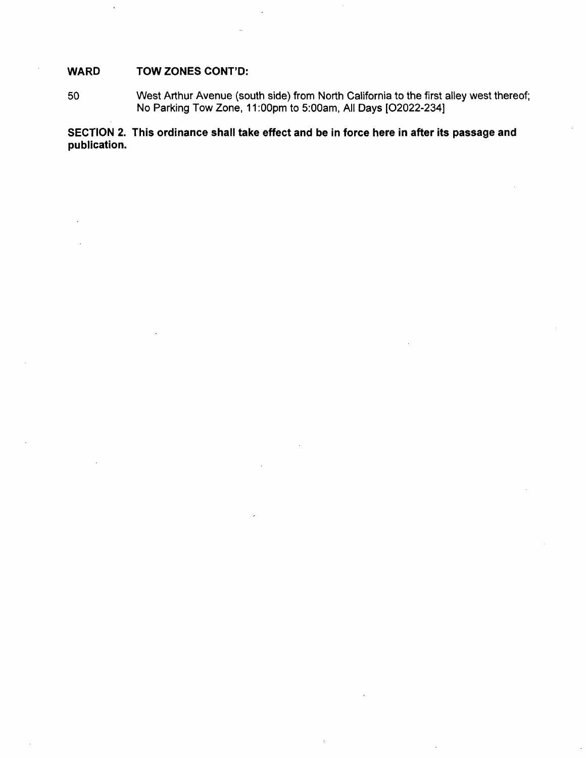| WARD | TOW ZONES CONT'D: |
| --- | --- |
| 50 | West Arthur Avenue (south side) from North California to the first alley west thereof; No Parking Tow Zone, 11:00pm to 5:00am, All Days [O2022-234] |

**SECTION 2. This ordinance shall take effect and be in force here in after its passage and publication.**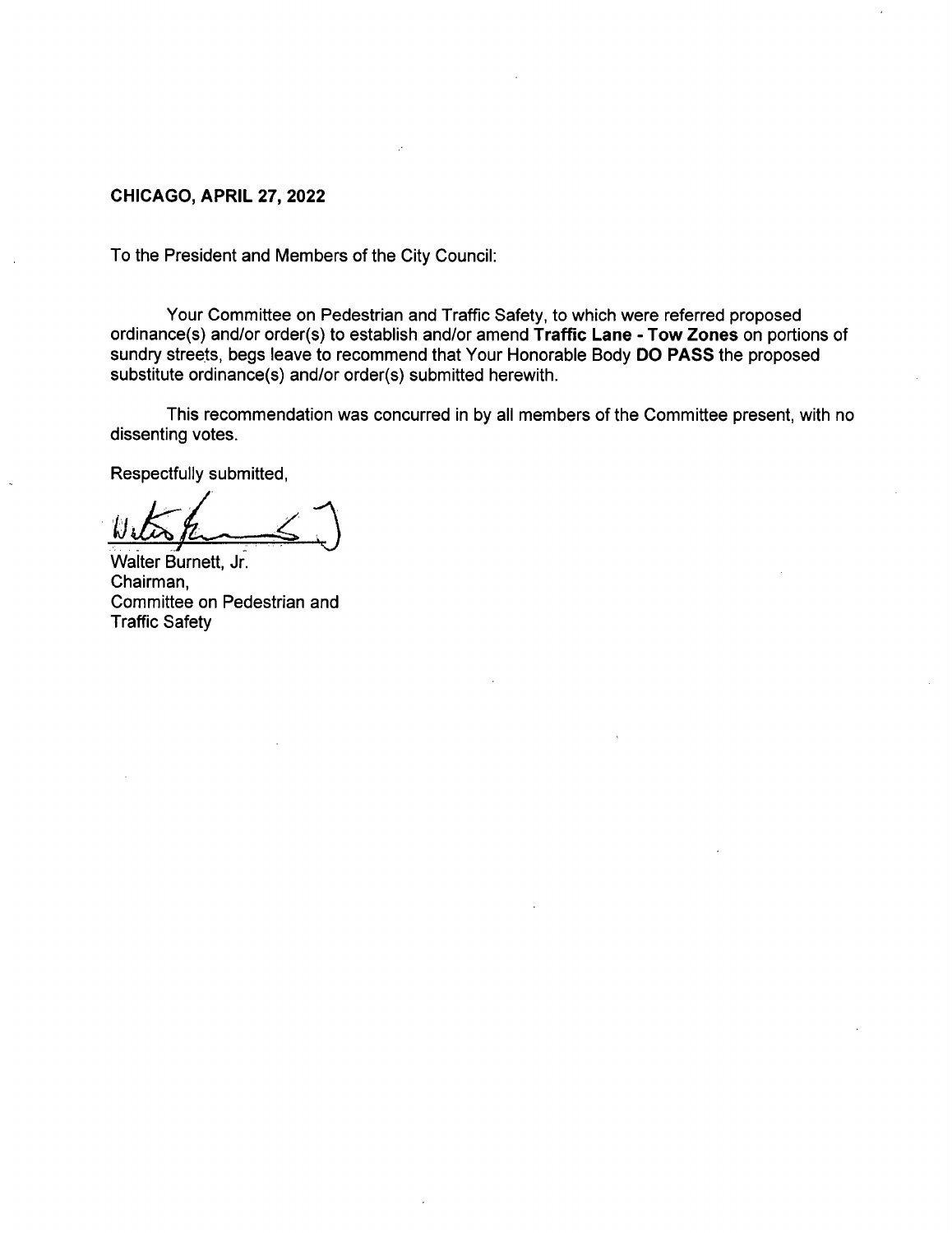**CHICAGO, APRIL 27, 2022**

To the President and Members of the City Council:

Your Committee on Pedestrian and Traffic Safety, to which were referred proposed ordinance(s) and/or order(s) to establish and/or amend **Traffic Lane - Tow Zones** on portions of sundry streets, begs leave to recommend that Your Honorable Body **DO PASS** the proposed substitute ordinance(s) and/or order(s) submitted herewith.

This recommendation was concurred in by all members of the Committee present, with no dissenting votes.

Respectfully submitted,

Walter Burnett, Jr.
Chairman,
Committee on Pedestrian and Traffic Safety